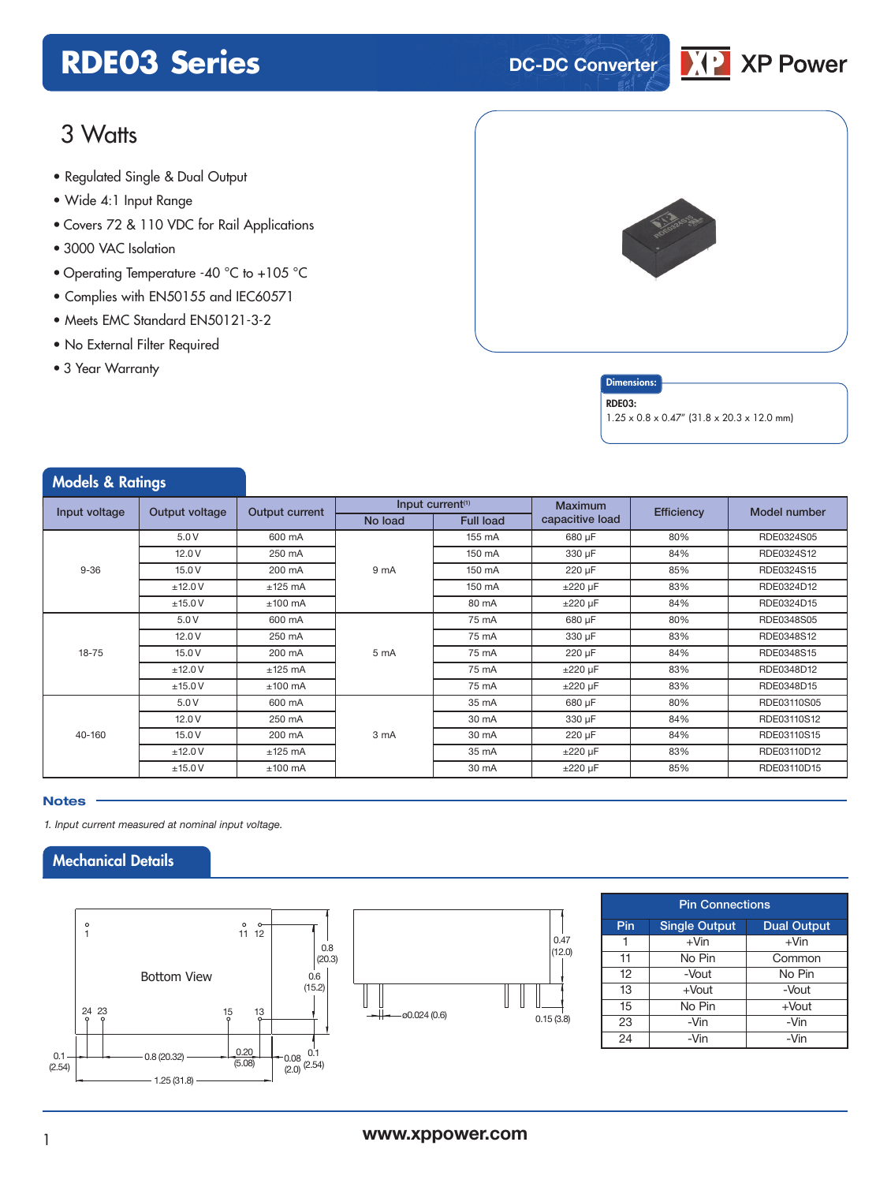# RDE03 Series

DC-DC Converter

XP Power

## 3 Watts

- Regulated Single & Dual Output
- Wide 4:1 Input Range
- Covers 72 & 110 VDC for Rail Applications
- 3000 VAC Isolation
- Operating Temperature -40 °C to +105 °C
- Complies with EN50155 and IEC60571
- Meets EMC Standard EN50121-3-2
- No External Filter Required
- 3 Year Warranty

**Dimensions:**

**RDE03:**
1.25 x 0.8 x 0.47" (31.8 x 20.3 x 12.0 mm)

## Models & Ratings

| Input voltage | Output voltage | Output current | Input current(1) | | Maximum capacitive load | Efficiency | Model number |
|---|---|---|---|---|---|---|---|
| | | | No load | Full load | | | |
| 9-36 | 5.0 V | 600 mA | 9 mA | 155 mA | 680 µF | 80% | RDE0324S05 |
| | 12.0 V | 250 mA | | 150 mA | 330 µF | 84% | RDE0324S12 |
| | 15.0 V | 200 mA | | 150 mA | 220 µF | 85% | RDE0324S15 |
| | ±12.0 V | ±125 mA | | 150 mA | ±220 µF | 83% | RDE0324D12 |
| | ±15.0 V | ±100 mA | | 80 mA | ±220 µF | 84% | RDE0324D15 |
| 18-75 | 5.0 V | 600 mA | 5 mA | 75 mA | 680 µF | 80% | RDE0348S05 |
| | 12.0 V | 250 mA | | 75 mA | 330 µF | 83% | RDE0348S12 |
| | 15.0 V | 200 mA | | 75 mA | 220 µF | 84% | RDE0348S15 |
| | ±12.0 V | ±125 mA | | 75 mA | ±220 µF | 83% | RDE0348D12 |
| | ±15.0 V | ±100 mA | | 75 mA | ±220 µF | 83% | RDE0348D15 |
| 40-160 | 5.0 V | 600 mA | 3 mA | 35 mA | 680 µF | 80% | RDE03110S05 |
| | 12.0 V | 250 mA | | 30 mA | 330 µF | 84% | RDE03110S12 |
| | 15.0 V | 200 mA | | 30 mA | 220 µF | 84% | RDE03110S15 |
| | ±12.0 V | ±125 mA | | 35 mA | ±220 µF | 83% | RDE03110D12 |
| | ±15.0 V | ±100 mA | | 30 mA | ±220 µF | 85% | RDE03110D15 |

### Notes

*1. Input current measured at nominal input voltage.*

## Mechanical Details

Bottom View

Pins: 1, 11, 12, 13, 15, 23, 24

Dimensions: 1.25 (31.8); 0.8 (20.32); 0.8 (20.3); 0.6 (15.2); 0.1 (2.54); 0.20 (5.08); 0.08 (2.0); 0.1 (2.54); 0.47 (12.0); 0.15 (3.8); ø0.024 (0.6)

| Pin Connections | | |
|---|---|---|
| Pin | Single Output | Dual Output |
| 1 | +Vin | +Vin |
| 11 | No Pin | Common |
| 12 | -Vout | No Pin |
| 13 | +Vout | -Vout |
| 15 | No Pin | +Vout |
| 23 | -Vin | -Vin |
| 24 | -Vin | -Vin |

www.xppower.com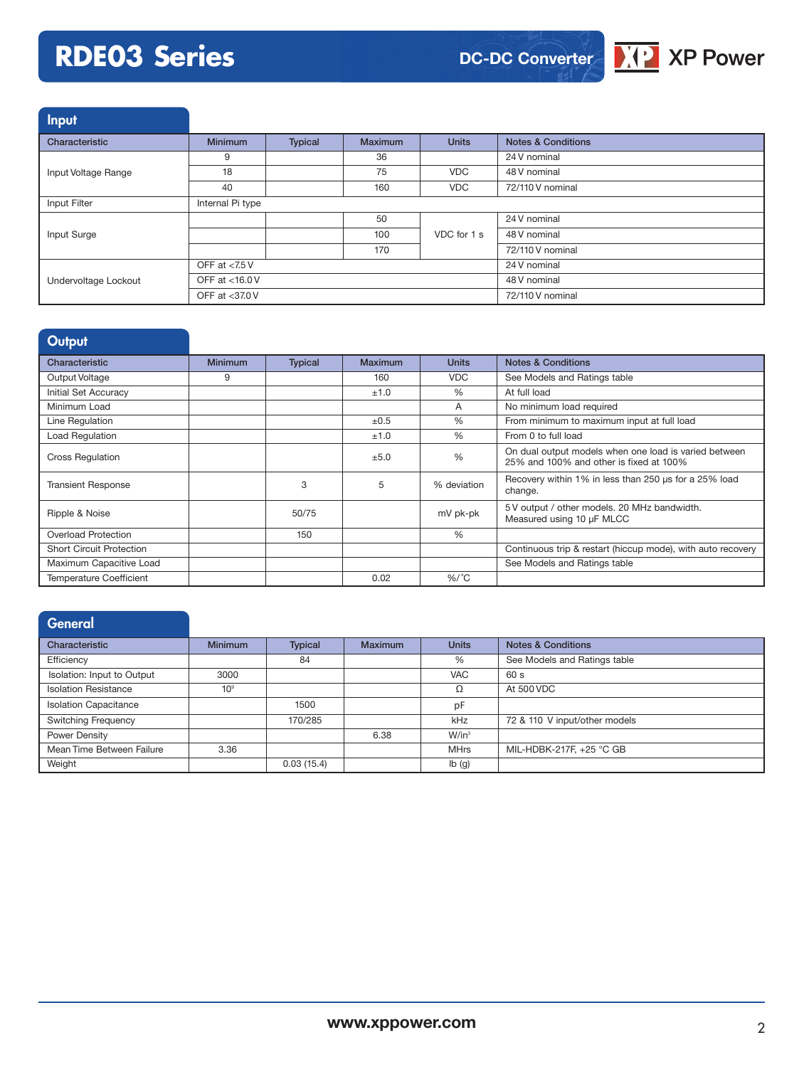## Input

| Characteristic | Minimum | Typical | Maximum | Units | Notes & Conditions |
|---|---|---|---|---|---|
| Input Voltage Range | 9 | | 36 | | 24 V nominal |
| | 18 | | 75 | VDC | 48 V nominal |
| | 40 | | 160 | VDC | 72/110 V nominal |
| Input Filter | Internal Pi type | | | | |
| Input Surge | | | 50 | VDC for 1 s | 24 V nominal |
| | | | 100 | | 48 V nominal |
| | | | 170 | | 72/110 V nominal |
| Undervoltage Lockout | OFF at <7.5 V | | | | 24 V nominal |
| | OFF at <16.0 V | | | | 48 V nominal |
| | OFF at <37.0 V | | | | 72/110 V nominal |

## Output

| Characteristic | Minimum | Typical | Maximum | Units | Notes & Conditions |
|---|---|---|---|---|---|
| Output Voltage | 9 | | 160 | VDC | See Models and Ratings table |
| Initial Set Accuracy | | | ±1.0 | % | At full load |
| Minimum Load | | | | A | No minimum load required |
| Line Regulation | | | ±0.5 | % | From minimum to maximum input at full load |
| Load Regulation | | | ±1.0 | % | From 0 to full load |
| Cross Regulation | | | ±5.0 | % | On dual output models when one load is varied between 25% and 100% and other is fixed at 100% |
| Transient Response | | 3 | 5 | % deviation | Recovery within 1% in less than 250 µs for a 25% load change. |
| Ripple & Noise | | 50/75 | | mV pk-pk | 5 V output / other models. 20 MHz bandwidth. Measured using 10 µF MLCC |
| Overload Protection | | 150 | | % | |
| Short Circuit Protection | | | | | Continuous trip & restart (hiccup mode), with auto recovery |
| Maximum Capacitive Load | | | | | See Models and Ratings table |
| Temperature Coefficient | | | 0.02 | %/˚C | |

## General

| Characteristic | Minimum | Typical | Maximum | Units | Notes & Conditions |
|---|---|---|---|---|---|
| Efficiency | | 84 | | % | See Models and Ratings table |
| Isolation: Input to Output | 3000 | | | VAC | 60 s |
| Isolation Resistance | $10^9$ | | | Ω | At 500 VDC |
| Isolation Capacitance | | 1500 | | pF | |
| Switching Frequency | | 170/285 | | kHz | 72 & 110 V input/other models |
| Power Density | | | 6.38 | W/in³ | |
| Mean Time Between Failure | 3.36 | | | MHrs | MIL-HDBK-217F, +25 °C GB |
| Weight | | 0.03 (15.4) | | lb (g) | |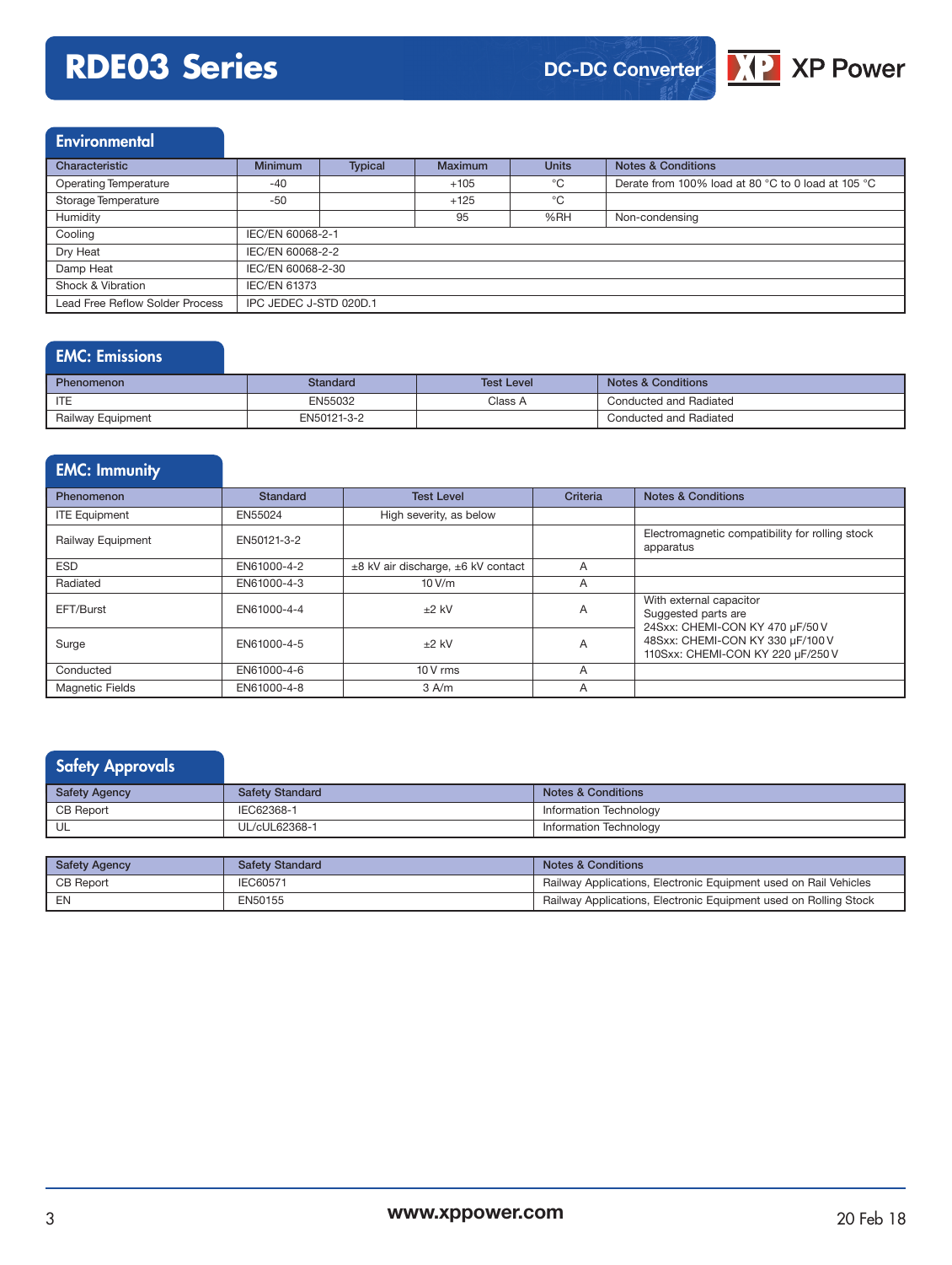## Environmental

| Characteristic | Minimum | Typical | Maximum | Units | Notes & Conditions |
|---|---|---|---|---|---|
| Operating Temperature | -40 | | +105 | °C | Derate from 100% load at 80 °C to 0 load at 105 °C |
| Storage Temperature | -50 | | +125 | °C | |
| Humidity | | | 95 | %RH | Non-condensing |
| Cooling | IEC/EN 60068-2-1 | | | | |
| Dry Heat | IEC/EN 60068-2-2 | | | | |
| Damp Heat | IEC/EN 60068-2-30 | | | | |
| Shock & Vibration | IEC/EN 61373 | | | | |
| Lead Free Reflow Solder Process | IPC JEDEC J-STD 020D.1 | | | | |

## EMC: Emissions

| Phenomenon | Standard | Test Level | Notes & Conditions |
|---|---|---|---|
| ITE | EN55032 | Class A | Conducted and Radiated |
| Railway Equipment | EN50121-3-2 | | Conducted and Radiated |

## EMC: Immunity

| Phenomenon | Standard | Test Level | Criteria | Notes & Conditions |
|---|---|---|---|---|
| ITE Equipment | EN55024 | High severity, as below | | |
| Railway Equipment | EN50121-3-2 | | | Electromagnetic compatibility for rolling stock apparatus |
| ESD | EN61000-4-2 | ±8 kV air discharge, ±6 kV contact | A | |
| Radiated | EN61000-4-3 | 10 V/m | A | |
| EFT/Burst | EN61000-4-4 | ±2 kV | A | With external capacitor Suggested parts are 24Sxx: CHEMI-CON KY 470 µF/50 V 48Sxx: CHEMI-CON KY 330 µF/100 V 110Sxx: CHEMI-CON KY 220 µF/250 V |
| Surge | EN61000-4-5 | ±2 kV | A | |
| Conducted | EN61000-4-6 | 10 V rms | A | |
| Magnetic Fields | EN61000-4-8 | 3 A/m | A | |

## Safety Approvals

| Safety Agency | Safety Standard | Notes & Conditions |
|---|---|---|
| CB Report | IEC62368-1 | Information Technology |
| UL | UL/cUL62368-1 | Information Technology |

| Safety Agency | Safety Standard | Notes & Conditions |
|---|---|---|
| CB Report | IEC60571 | Railway Applications, Electronic Equipment used on Rail Vehicles |
| EN | EN50155 | Railway Applications, Electronic Equipment used on Rolling Stock |